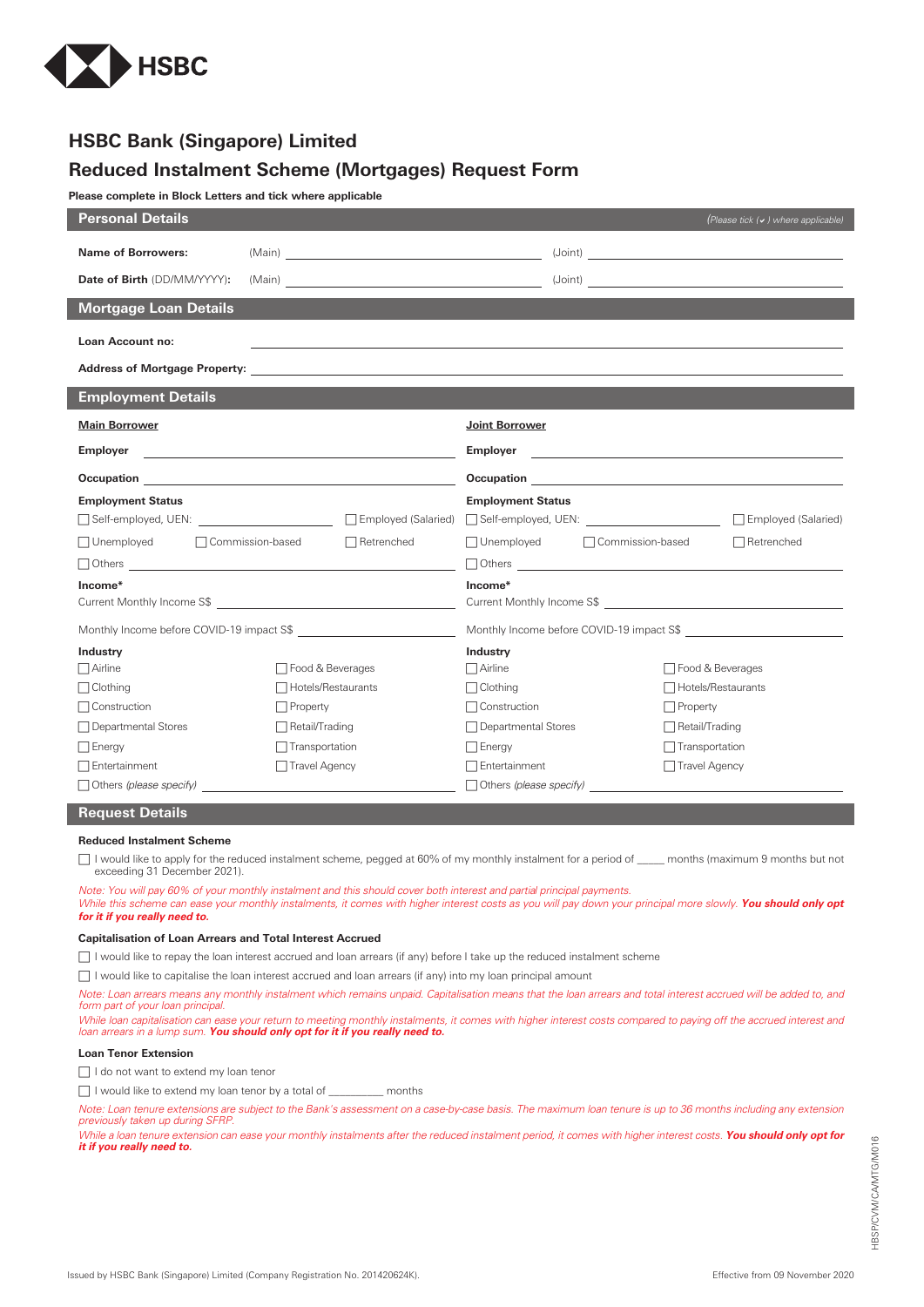HSBC

# HSBC Bank (Singapore) Limited

## Reduced Instalment Scheme (Mortgages) Request Form

**Please complete in Block Letters and tick where applicable**

## Personal Details

*(Please tick (✔) where applicable)*

**Name of Borrowers:** (Main) ______________________ (Joint) ______________________

**Date of Birth** (DD/MM/YYYY)**:** (Main) ______________________ (Joint) ______________________

## Mortgage Loan Details

**Loan Account no:** ______________________

**Address of Mortgage Property:** ______________________

## Employment Details

**Main Borrower**

**Employer** ______________________

**Occupation** ______________________

**Employment Status**

☐ Self-employed, UEN: ____________ ☐ Employed (Salaried)

☐ Unemployed ☐ Commission-based ☐ Retrenched

☐ Others ______________________

**Income***

Current Monthly Income S$ ______________________

Monthly Income before COVID-19 impact S$ ______________________

**Industry**

| | |
|---|---|
| ☐ Airline | ☐ Food & Beverages |
| ☐ Clothing | ☐ Hotels/Restaurants |
| ☐ Construction | ☐ Property |
| ☐ Departmental Stores | ☐ Retail/Trading |
| ☐ Energy | ☐ Transportation |
| ☐ Entertainment | ☐ Travel Agency |

☐ Others *(please specify)* ______________________

**Joint Borrower**

**Employer** ______________________

**Occupation** ______________________

**Employment Status**

☐ Self-employed, UEN: ____________ ☐ Employed (Salaried)

☐ Unemployed ☐ Commission-based ☐ Retrenched

☐ Others ______________________

**Income***

Current Monthly Income S$ ______________________

Monthly Income before COVID-19 impact S$ ______________________

**Industry**

| | |
|---|---|
| ☐ Airline | ☐ Food & Beverages |
| ☐ Clothing | ☐ Hotels/Restaurants |
| ☐ Construction | ☐ Property |
| ☐ Departmental Stores | ☐ Retail/Trading |
| ☐ Energy | ☐ Transportation |
| ☐ Entertainment | ☐ Travel Agency |

☐ Others *(please specify)* ______________________

## Request Details

**Reduced Instalment Scheme**

☐ I would like to apply for the reduced instalment scheme, pegged at 60% of my monthly instalment for a period of _____ months (maximum 9 months but not exceeding 31 December 2021).

*Note: You will pay 60% of your monthly instalment and this should cover both interest and partial principal payments.*
*While this scheme can ease your monthly instalments, it comes with higher interest costs as you will pay down your principal more slowly.* ***You should only opt for it if you really need to.***

**Capitalisation of Loan Arrears and Total Interest Accrued**

☐ I would like to repay the loan interest accrued and loan arrears (if any) before I take up the reduced instalment scheme

☐ I would like to capitalise the loan interest accrued and loan arrears (if any) into my loan principal amount

*Note: Loan arrears means any monthly instalment which remains unpaid. Capitalisation means that the loan arrears and total interest accrued will be added to, and form part of your loan principal.*
*While loan capitalisation can ease your return to meeting monthly instalments, it comes with higher interest costs compared to paying off the accrued interest and loan arrears in a lump sum.* ***You should only opt for it if you really need to.***

**Loan Tenor Extension**

☐ I do not want to extend my loan tenor

☐ I would like to extend my loan tenor by a total of _________ months

*Note: Loan tenure extensions are subject to the Bank's assessment on a case-by-case basis. The maximum loan tenure is up to 36 months including any extension previously taken up during SFRP.*
*While a loan tenure extension can ease your monthly instalments after the reduced instalment period, it comes with higher interest costs.* ***You should only opt for it if you really need to.***

HBSP/CVM/CA/MTG/M016

Issued by HSBC Bank (Singapore) Limited (Company Registration No. 201420624K).

Effective from 09 November 2020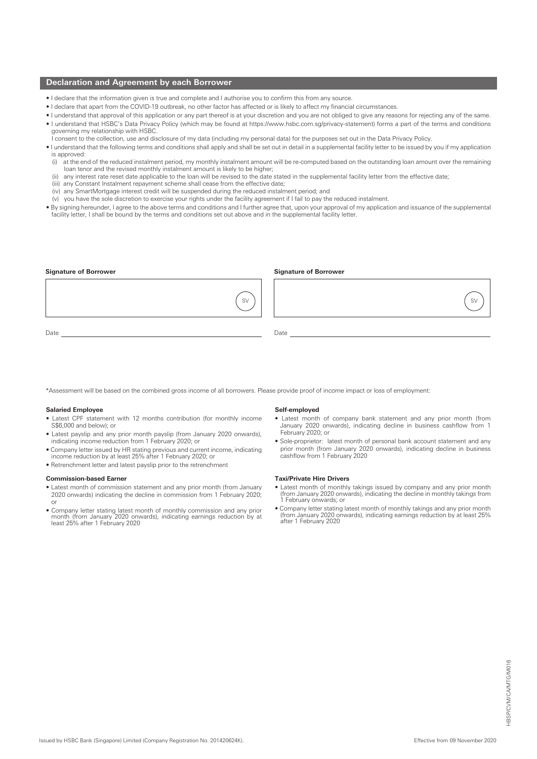## Declaration and Agreement by each Borrower

- I declare that the information given is true and complete and I authorise you to confirm this from any source.
- I declare that apart from the COVID-19 outbreak, no other factor has affected or is likely to affect my financial circumstances.
- I understand that approval of this application or any part thereof is at your discretion and you are not obliged to give any reasons for rejecting any of the same.
- I understand that HSBC's Data Privacy Policy (which may be found at https://www.hsbc.com.sg/privacy-statement) forms a part of the terms and conditions governing my relationship with HSBC.
  I consent to the collection, use and disclosure of my data (including my personal data) for the purposes set out in the Data Privacy Policy.
- I understand that the following terms and conditions shall apply and shall be set out in detail in a supplemental facility letter to be issued by you if my application is approved:
  (i) at the end of the reduced instalment period, my monthly instalment amount will be re-computed based on the outstanding loan amount over the remaining loan tenor and the revised monthly instalment amount is likely to be higher;
  (ii) any interest rate reset date applicable to the loan will be revised to the date stated in the supplemental facility letter from the effective date;
  (iii) any Constant Instalment repayment scheme shall cease from the effective date;
  (iv) any SmartMortgage interest credit will be suspended during the reduced instalment period; and
  (v) you have the sole discretion to exercise your rights under the facility agreement if I fail to pay the reduced instalment.
- By signing hereunder, I agree to the above terms and conditions and I further agree that, upon your approval of my application and issuance of the supplemental facility letter, I shall be bound by the terms and conditions set out above and in the supplemental facility letter.

**Signature of Borrower**

SV

Date \_\_\_\_\_\_\_\_\_\_\_\_\_\_\_\_\_\_\_\_

**Signature of Borrower**

SV

Date \_\_\_\_\_\_\_\_\_\_\_\_\_\_\_\_\_\_\_\_

*Assessment will be based on the combined gross income of all borrowers. Please provide proof of income impact or loss of employment:

**Salaried Employee**

- Latest CPF statement with 12 months contribution (for monthly income S$6,000 and below); or
- Latest payslip and any prior month payslip (from January 2020 onwards), indicating income reduction from 1 February 2020; or
- Company letter issued by HR stating previous and current income, indicating income reduction by at least 25% after 1 February 2020; or
- Retrenchment letter and latest payslip prior to the retrenchment

**Commission-based Earner**

- Latest month of commission statement and any prior month (from January 2020 onwards) indicating the decline in commission from 1 February 2020; or
- Company letter stating latest month of monthly commission and any prior month (from January 2020 onwards), indicating earnings reduction by at least 25% after 1 February 2020

**Self-employed**

- Latest month of company bank statement and any prior month (from January 2020 onwards), indicating decline in business cashflow from 1 February 2020; or
- Sole-proprietor: latest month of personal bank account statement and any prior month (from January 2020 onwards), indicating decline in business cashflow from 1 February 2020

**Taxi/Private Hire Drivers**

- Latest month of monthly takings issued by company and any prior month (from January 2020 onwards), indicating the decline in monthly takings from 1 February onwards; or
- Company letter stating latest month of monthly takings and any prior month (from January 2020 onwards), indicating earnings reduction by at least 25% after 1 February 2020

HBSP/CVM/CA/MTG/M016

Issued by HSBC Bank (Singapore) Limited (Company Registration No. 201420624K).

Effective from 09 November 2020